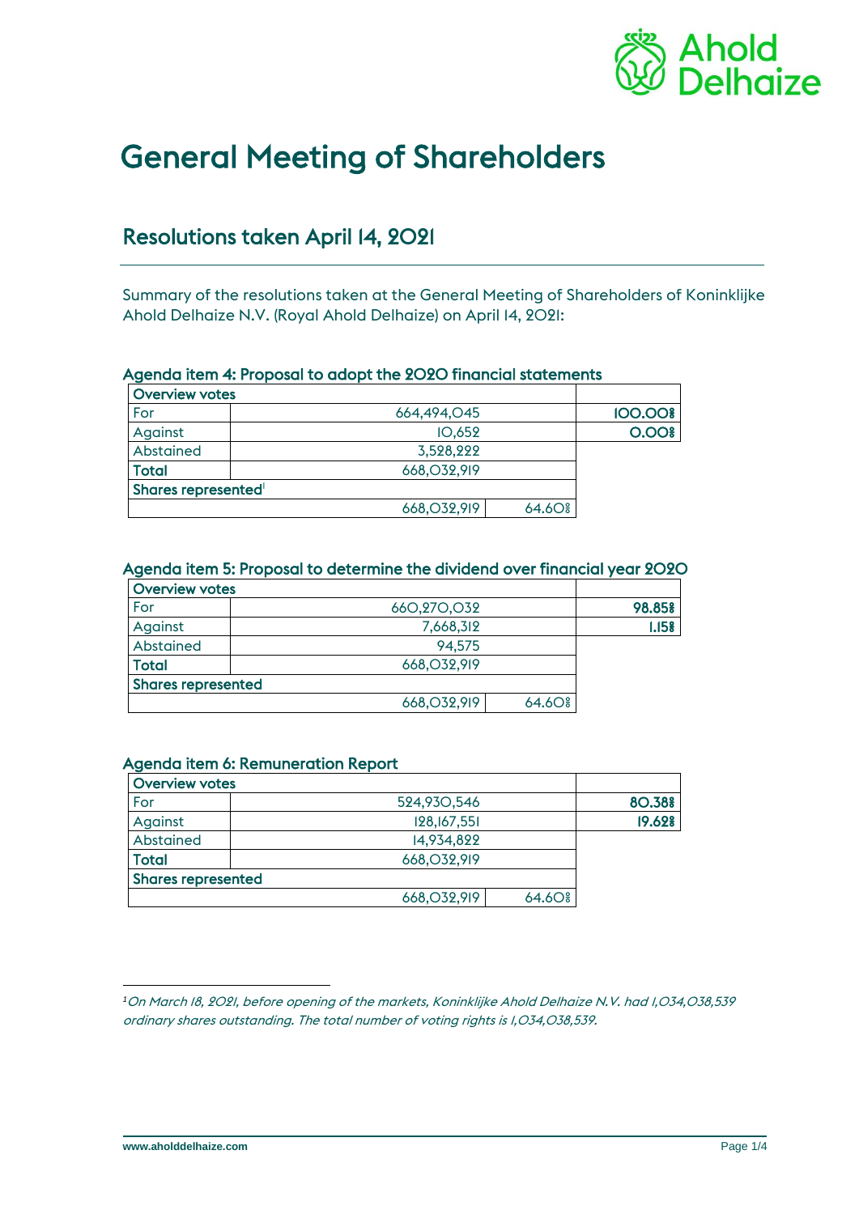# General Meeting of Shareholders

## Resolutions taken April 14, 2021

Summary of the resolutions taken at the General Meeting of Shareholders of Koninklijke Ahold Delhaize N.V. (Royal Ahold Delhaize) on April 14, 2021:

### Agenda item 4: Proposal to adopt the 2020 financial statements

| **Overview votes** | | | |
|---|---|---|---|
| For | 664,494,045 | | **100.00%** |
| Against | 10,652 | | **0.00%** |
| Abstained | 3,528,222 | | |
| **Total** | 668,032,919 | | |
| **Shares represented**[1] | | | |
| | 668,032,919 | 64.60% | |

### Agenda item 5: Proposal to determine the dividend over financial year 2020

| **Overview votes** | | | |
|---|---|---|---|
| For | 660,270,032 | | **98.85%** |
| Against | 7,668,312 | | **1.15%** |
| Abstained | 94,575 | | |
| **Total** | 668,032,919 | | |
| **Shares represented** | | | |
| | 668,032,919 | 64.60% | |

### Agenda item 6: Remuneration Report

| **Overview votes** | | | |
|---|---|---|---|
| For | 524,930,546 | | **80.38%** |
| Against | 128,167,551 | | **19.62%** |
| Abstained | 14,934,822 | | |
| **Total** | 668,032,919 | | |
| **Shares represented** | | | |
| | 668,032,919 | 64.60% | |

[1] *On March 18, 2021, before opening of the markets, Koninklijke Ahold Delhaize N.V. had 1,034,038,539 ordinary shares outstanding. The total number of voting rights is 1,034,038,539.*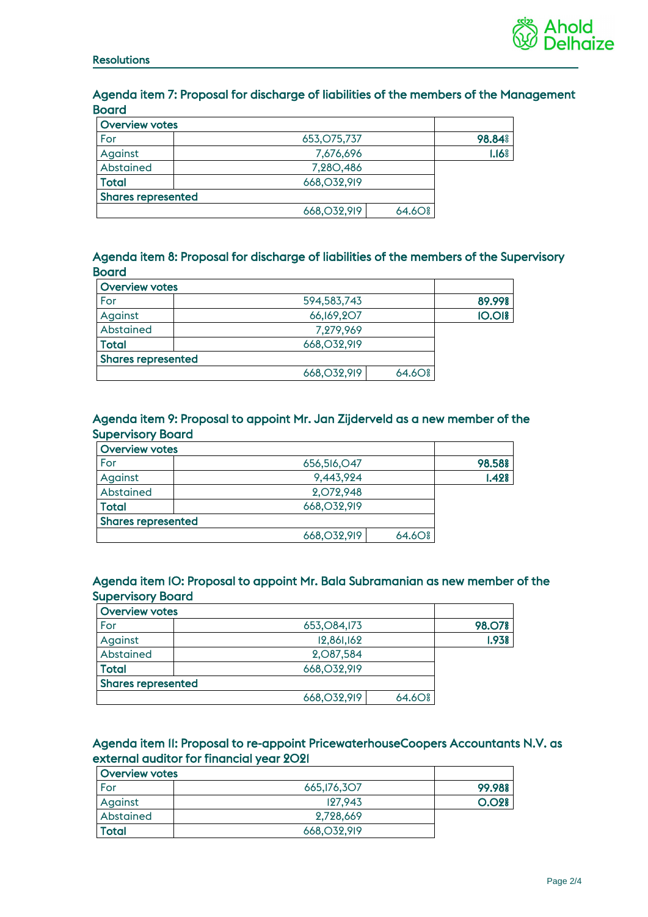**Resolutions**

### Agenda item 7: Proposal for discharge of liabilities of the members of the Management Board

| Overview votes | | | |
|---|---|---|---|
| For | 653,075,737 | | 98.84% |
| Against | 7,676,696 | | 1.16% |
| Abstained | 7,280,486 | | |
| **Total** | 668,032,919 | | |
| **Shares represented** | | | |
| | 668,032,919 | 64.60% | |

### Agenda item 8: Proposal for discharge of liabilities of the members of the Supervisory Board

| Overview votes | | | |
|---|---|---|---|
| For | 594,583,743 | | 89.99% |
| Against | 66,169,207 | | 10.01% |
| Abstained | 7,279,969 | | |
| **Total** | 668,032,919 | | |
| **Shares represented** | | | |
| | 668,032,919 | 64.60% | |

### Agenda item 9: Proposal to appoint Mr. Jan Zijderveld as a new member of the Supervisory Board

| Overview votes | | | |
|---|---|---|---|
| For | 656,516,047 | | 98.58% |
| Against | 9,443,924 | | 1.42% |
| Abstained | 2,072,948 | | |
| **Total** | 668,032,919 | | |
| **Shares represented** | | | |
| | 668,032,919 | 64.60% | |

### Agenda item 10: Proposal to appoint Mr. Bala Subramanian as new member of the Supervisory Board

| Overview votes | | | |
|---|---|---|---|
| For | 653,084,173 | | 98.07% |
| Against | 12,861,162 | | 1.93% |
| Abstained | 2,087,584 | | |
| **Total** | 668,032,919 | | |
| **Shares represented** | | | |
| | 668,032,919 | 64.60% | |

### Agenda item 11: Proposal to re-appoint PricewaterhouseCoopers Accountants N.V. as external auditor for financial year 2021

| Overview votes | | |
|---|---|---|
| For | 665,176,307 | 99.98% |
| Against | 127,943 | 0.02% |
| Abstained | 2,728,669 | |
| **Total** | 668,032,919 | |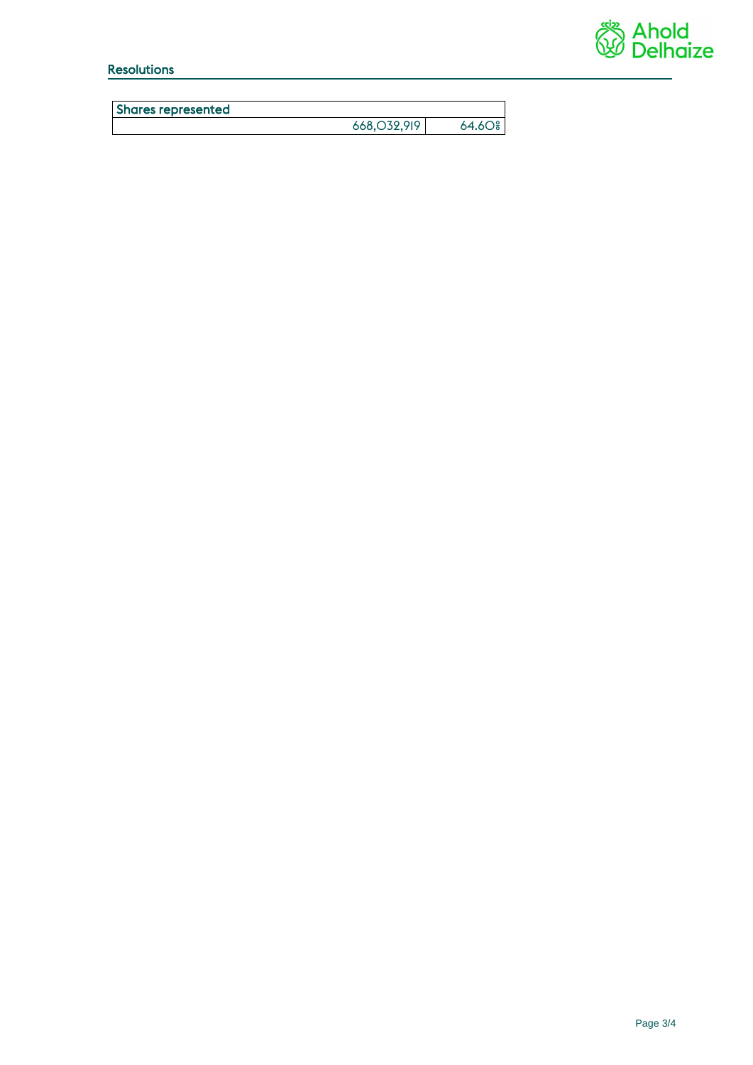## Resolutions

| Shares represented | | |
|---|---|---|
| | 668,032,919 | 64.60% |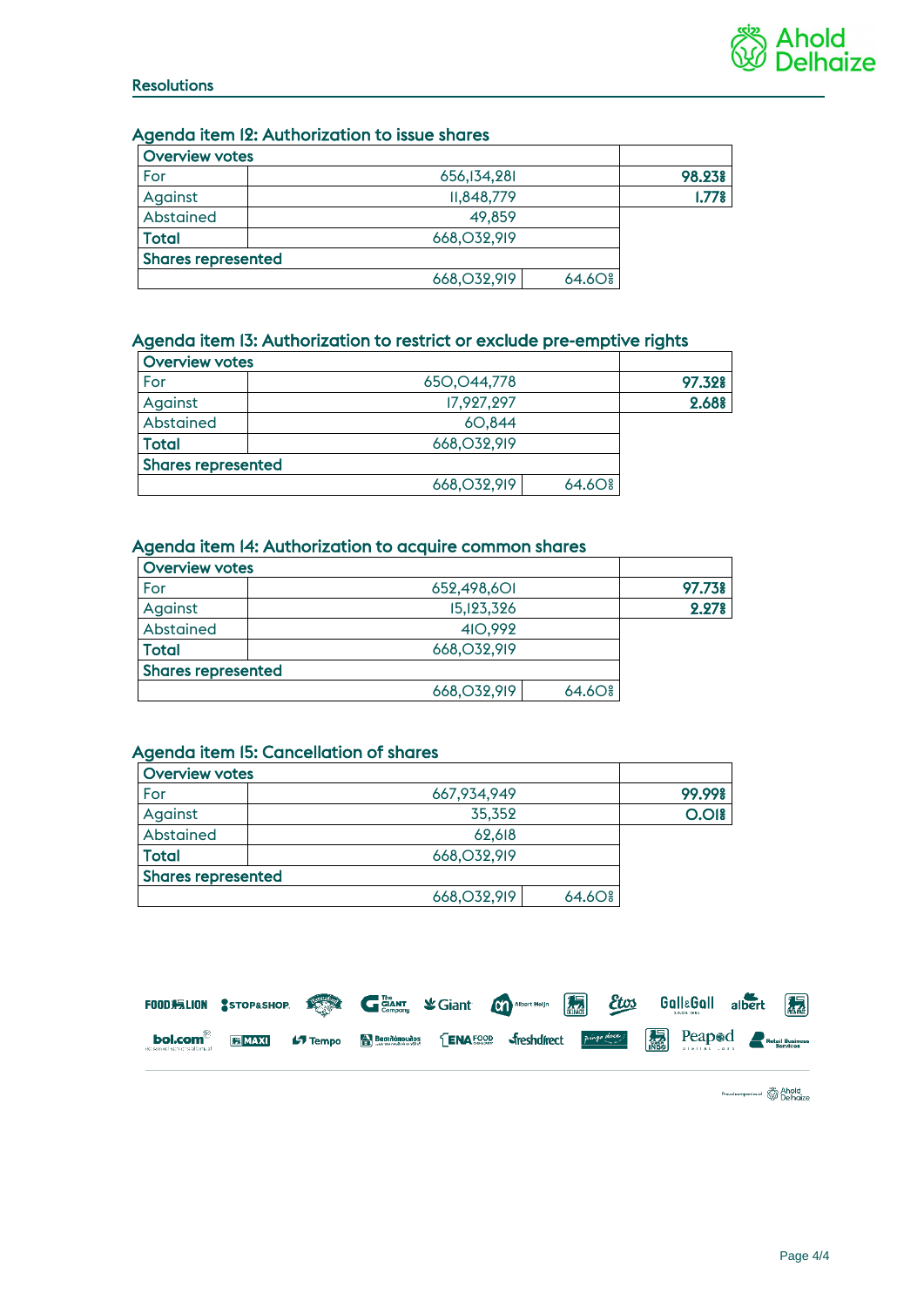Resolutions

## Agenda item 12: Authorization to issue shares

| Overview votes | | | |
|---|---|---|---|
| For | 656,134,281 | | 98.23% |
| Against | 11,848,779 | | 1.77% |
| Abstained | 49,859 | | |
| **Total** | 668,032,919 | | |
| **Shares represented** | | | |
| | 668,032,919 | 64.60% | |

## Agenda item 13: Authorization to restrict or exclude pre-emptive rights

| Overview votes | | | |
|---|---|---|---|
| For | 650,044,778 | | 97.32% |
| Against | 17,927,297 | | 2.68% |
| Abstained | 60,844 | | |
| **Total** | 668,032,919 | | |
| **Shares represented** | | | |
| | 668,032,919 | 64.60% | |

## Agenda item 14: Authorization to acquire common shares

| Overview votes | | | |
|---|---|---|---|
| For | 652,498,601 | | 97.73% |
| Against | 15,123,326 | | 2.27% |
| Abstained | 410,992 | | |
| **Total** | 668,032,919 | | |
| **Shares represented** | | | |
| | 668,032,919 | 64.60% | |

## Agenda item 15: Cancellation of shares

| Overview votes | | | |
|---|---|---|---|
| For | 667,934,949 | | 99.99% |
| Against | 35,352 | | 0.01% |
| Abstained | 62,618 | | |
| **Total** | 668,032,919 | | |
| **Shares represented** | | | |
| | 668,032,919 | 64.60% | |